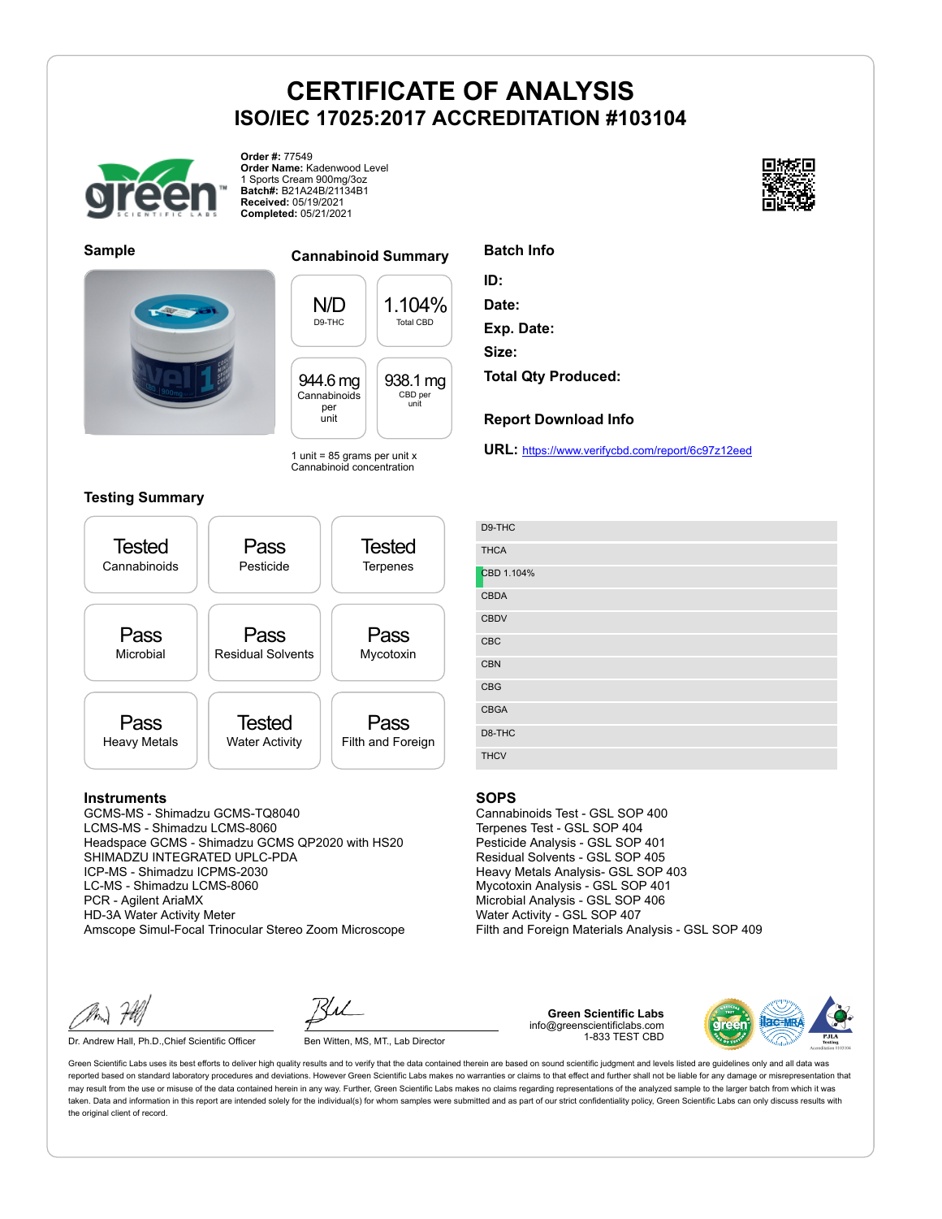# CERTIFICATE OF ANALYSIS

## ISO/IEC 17025:2017 ACCREDITATION #103104

**Order #:** 77549
**Order Name:** Kadenwood Level 1 Sports Cream 900mg/3oz
**Batch#:** B21A24B/21134B1
**Received:** 05/19/2021
**Completed:** 05/21/2021

### Sample

### Cannabinoid Summary

| N/D | 1.104% |
|---|---|
| D9-THC | Total CBD |
| **944.6 mg** | **938.1 mg** |
| Cannabinoids per unit | CBD per unit |

1 unit = 85 grams per unit x Cannabinoid concentration

### Batch Info

**ID:**
**Date:**
**Exp. Date:**
**Size:**
**Total Qty Produced:**

### Report Download Info

**URL:** https://www.verifycbd.com/report/6c97z12eed

### Testing Summary

| | | |
|---|---|---|
| Tested Cannabinoids | Pass Pesticide | Tested Terpenes |
| Pass Microbial | Pass Residual Solvents | Pass Mycotoxin |
| Pass Heavy Metals | Tested Water Activity | Pass Filth and Foreign |

- D9-THC
- THCA
- CBD 1.104%
- CBDA
- CBDV
- CBC
- CBN
- CBG
- CBGA
- D8-THC
- THCV

### Instruments

GCMS-MS - Shimadzu GCMS-TQ8040
LCMS-MS - Shimadzu LCMS-8060
Headspace GCMS - Shimadzu GCMS QP2020 with HS20
SHIMADZU INTEGRATED UPLC-PDA
ICP-MS - Shimadzu ICPMS-2030
LC-MS - Shimadzu LCMS-8060
PCR - Agilent AriaMX
HD-3A Water Activity Meter
Amscope Simul-Focal Trinocular Stereo Zoom Microscope

### SOPS

Cannabinoids Test - GSL SOP 400
Terpenes Test - GSL SOP 404
Pesticide Analysis - GSL SOP 401
Residual Solvents - GSL SOP 405
Heavy Metals Analysis- GSL SOP 403
Mycotoxin Analysis - GSL SOP 401
Microbial Analysis - GSL SOP 406
Water Activity - GSL SOP 407
Filth and Foreign Materials Analysis - GSL SOP 409

Dr. Andrew Hall, Ph.D.,Chief Scientific Officer

Ben Witten, MS, MT., Lab Director

**Green Scientific Labs**
info@greenscientificlabs.com
1-833 TEST CBD

Green Scientific Labs uses its best efforts to deliver high quality results and to verify that the data contained therein are based on sound scientific judgment and levels listed are guidelines only and all data was reported based on standard laboratory procedures and deviations. However Green Scientific Labs makes no warranties or claims to that effect and further shall not be liable for any damage or misrepresentation that may result from the use or misuse of the data contained herein in any way. Further, Green Scientific Labs makes no claims regarding representations of the analyzed sample to the larger batch from which it was taken. Data and information in this report are intended solely for the individual(s) for whom samples were submitted and as part of our strict confidentiality policy, Green Scientific Labs can only discuss results with the original client of record.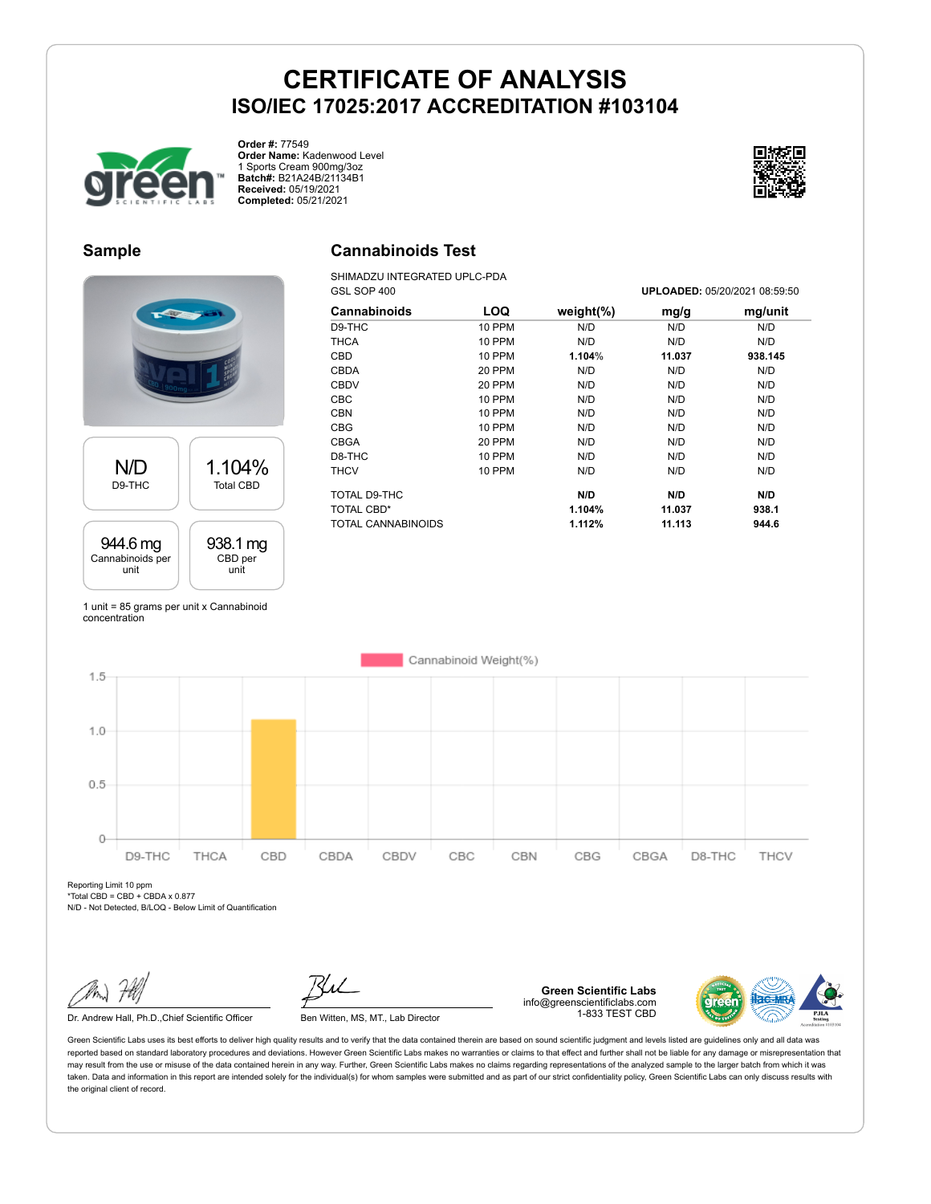# CERTIFICATE OF ANALYSIS

## ISO/IEC 17025:2017 ACCREDITATION #103104

**Order #:** 77549
**Order Name:** Kadenwood Level 1 Sports Cream 900mg/3oz
**Batch#:** B21A24B/21134B1
**Received:** 05/19/2021
**Completed:** 05/21/2021

## Sample

| N/D | 1.104% |
|---|---|
| D9-THC | Total CBD |

| 944.6 mg | 938.1 mg |
|---|---|
| Cannabinoids per unit | CBD per unit |

1 unit = 85 grams per unit x Cannabinoid concentration

## Cannabinoids Test

SHIMADZU INTEGRATED UPLC-PDA
GSL SOP 400

**UPLOADED:** 05/20/2021 08:59:50

| Cannabinoids | LOQ | weight(%) | mg/g | mg/unit |
|---|---|---|---|---|
| D9-THC | 10 PPM | N/D | N/D | N/D |
| THCA | 10 PPM | N/D | N/D | N/D |
| CBD | 10 PPM | **1.104%** | **11.037** | **938.145** |
| CBDA | 20 PPM | N/D | N/D | N/D |
| CBDV | 20 PPM | N/D | N/D | N/D |
| CBC | 10 PPM | N/D | N/D | N/D |
| CBN | 10 PPM | N/D | N/D | N/D |
| CBG | 10 PPM | N/D | N/D | N/D |
| CBGA | 20 PPM | N/D | N/D | N/D |
| D8-THC | 10 PPM | N/D | N/D | N/D |
| THCV | 10 PPM | N/D | N/D | N/D |
| TOTAL D9-THC | | **N/D** | **N/D** | **N/D** |
| TOTAL CBD* | | **1.104%** | **11.037** | **938.1** |
| TOTAL CANNABINOIDS | | **1.112%** | **11.113** | **944.6** |

Reporting Limit 10 ppm
*Total CBD = CBD + CBDA x 0.877
N/D - Not Detected, B/LOQ - Below Limit of Quantification

Dr. Andrew Hall, Ph.D.,Chief Scientific Officer

Ben Witten, MS, MT., Lab Director

**Green Scientific Labs**
info@greenscientificlabs.com
1-833 TEST CBD

Green Scientific Labs uses its best efforts to deliver high quality results and to verify that the data contained therein are based on sound scientific judgment and levels listed are guidelines only and all data was reported based on standard laboratory procedures and deviations. However Green Scientific Labs makes no warranties or claims to that effect and further shall not be liable for any damage or misrepresentation that may result from the use or misuse of the data contained herein in any way. Further, Green Scientific Labs makes no claims regarding representations of the analyzed sample to the larger batch from which it was taken. Data and information in this report are intended solely for the individual(s) for whom samples were submitted and as part of our strict confidentiality policy, Green Scientific Labs can only discuss results with the original client of record.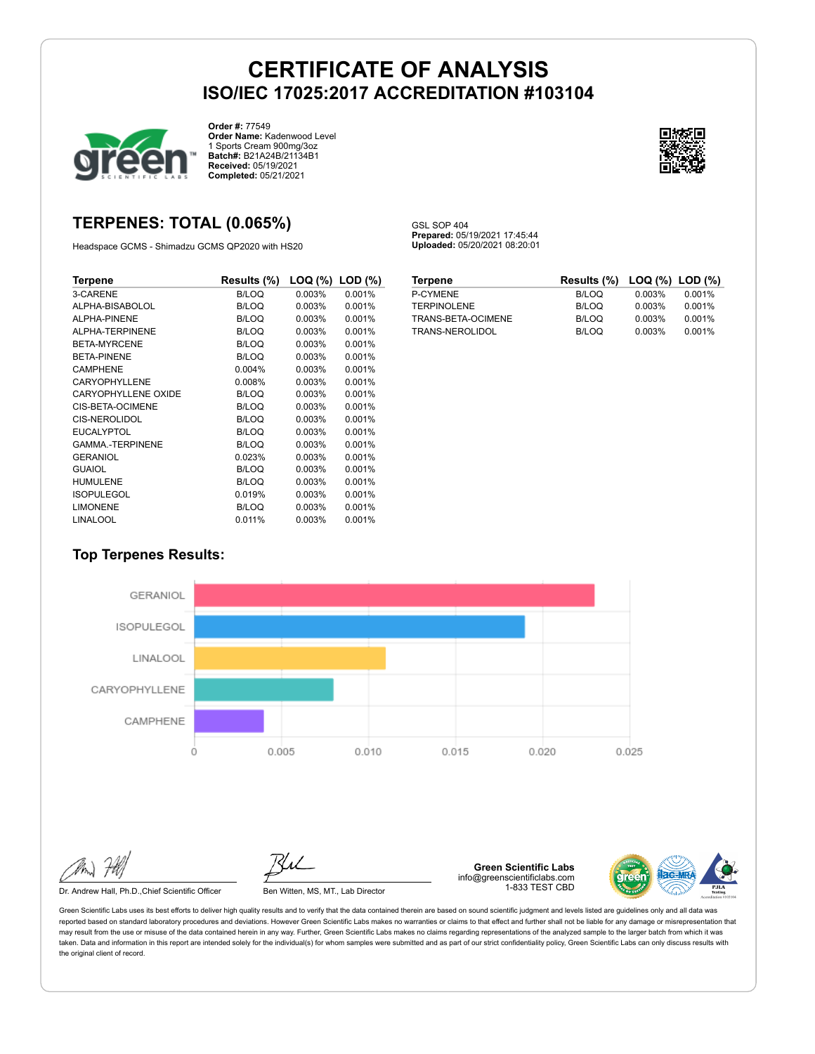# CERTIFICATE OF ANALYSIS

## ISO/IEC 17025:2017 ACCREDITATION #103104

**Order #:** 77549
**Order Name:** Kadenwood Level 1 Sports Cream 900mg/3oz
**Batch#:** B21A24B/21134B1
**Received:** 05/19/2021
**Completed:** 05/21/2021

## TERPENES: TOTAL (0.065%)

Headspace GCMS - Shimadzu GCMS QP2020 with HS20

GSL SOP 404
**Prepared:** 05/19/2021 17:45:44
**Uploaded:** 05/20/2021 08:20:01

| Terpene | Results (%) | LOQ (%) | LOD (%) |
|---|---|---|---|
| 3-CARENE | B/LOQ | 0.003% | 0.001% |
| ALPHA-BISABOLOL | B/LOQ | 0.003% | 0.001% |
| ALPHA-PINENE | B/LOQ | 0.003% | 0.001% |
| ALPHA-TERPINENE | B/LOQ | 0.003% | 0.001% |
| BETA-MYRCENE | B/LOQ | 0.003% | 0.001% |
| BETA-PINENE | B/LOQ | 0.003% | 0.001% |
| CAMPHENE | 0.004% | 0.003% | 0.001% |
| CARYOPHYLLENE | 0.008% | 0.003% | 0.001% |
| CARYOPHYLLENE OXIDE | B/LOQ | 0.003% | 0.001% |
| CIS-BETA-OCIMENE | B/LOQ | 0.003% | 0.001% |
| CIS-NEROLIDOL | B/LOQ | 0.003% | 0.001% |
| EUCALYPTOL | B/LOQ | 0.003% | 0.001% |
| GAMMA.-TERPINENE | B/LOQ | 0.003% | 0.001% |
| GERANIOL | 0.023% | 0.003% | 0.001% |
| GUAIOL | B/LOQ | 0.003% | 0.001% |
| HUMULENE | B/LOQ | 0.003% | 0.001% |
| ISOPULEGOL | 0.019% | 0.003% | 0.001% |
| LIMONENE | B/LOQ | 0.003% | 0.001% |
| LINALOOL | 0.011% | 0.003% | 0.001% |
| P-CYMENE | B/LOQ | 0.003% | 0.001% |
| TERPINOLENE | B/LOQ | 0.003% | 0.001% |
| TRANS-BETA-OCIMENE | B/LOQ | 0.003% | 0.001% |
| TRANS-NEROLIDOL | B/LOQ | 0.003% | 0.001% |

### Top Terpenes Results:

| Terpene | Result (%) |
|---|---|
| GERANIOL | 0.023 |
| ISOPULEGOL | 0.019 |
| LINALOOL | 0.011 |
| CARYOPHYLLENE | 0.008 |
| CAMPHENE | 0.004 |

Dr. Andrew Hall, Ph.D.,Chief Scientific Officer

Ben Witten, MS, MT., Lab Director

**Green Scientific Labs**
info@greenscientificlabs.com
1-833 TEST CBD

Green Scientific Labs uses its best efforts to deliver high quality results and to verify that the data contained therein are based on sound scientific judgment and levels listed are guidelines only and all data was reported based on standard laboratory procedures and deviations. However Green Scientific Labs makes no warranties or claims to that effect and further shall not be liable for any damage or misrepresentation that may result from the use or misuse of the data contained herein in any way. Further, Green Scientific Labs makes no claims regarding representations of the analyzed sample to the larger batch from which it was taken. Data and information in this report are intended solely for the individual(s) for whom samples were submitted and as part of our strict confidentiality policy, Green Scientific Labs can only discuss results with the original client of record.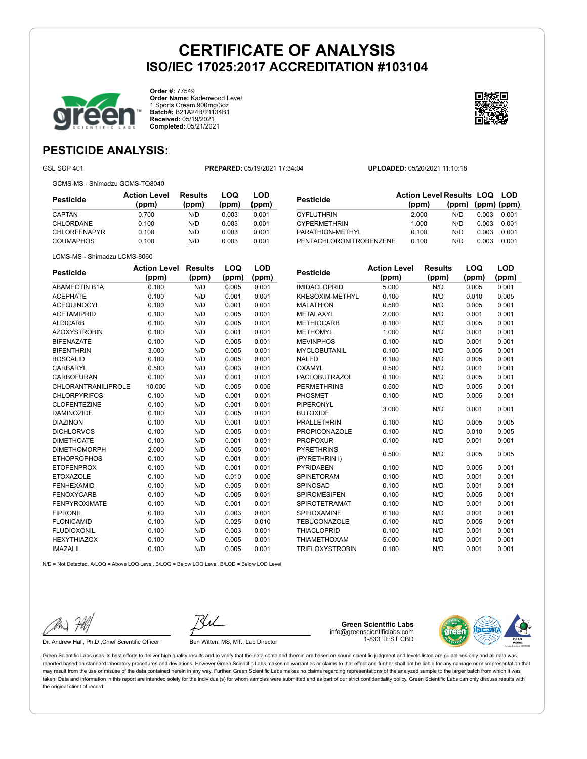# CERTIFICATE OF ANALYSIS

## ISO/IEC 17025:2017 ACCREDITATION #103104

**Order #:** 77549
**Order Name:** Kadenwood Level 1 Sports Cream 900mg/3oz
**Batch#:** B21A24B/21134B1
**Received:** 05/19/2021
**Completed:** 05/21/2021

## PESTICIDE ANALYSIS:

GSL SOP 401 **PREPARED:** 05/19/2021 17:34:04 **UPLOADED:** 05/20/2021 11:10:18

GCMS-MS - Shimadzu GCMS-TQ8040

| Pesticide | Action Level (ppm) | Results (ppm) | LOQ (ppm) | LOD (ppm) |
|---|---|---|---|---|
| CAPTAN | 0.700 | N/D | 0.003 | 0.001 |
| CHLORDANE | 0.100 | N/D | 0.003 | 0.001 |
| CHLORFENAPYR | 0.100 | N/D | 0.003 | 0.001 |
| COUMAPHOS | 0.100 | N/D | 0.003 | 0.001 |
| CYFLUTHRIN | 2.000 | N/D | 0.003 | 0.001 |
| CYPERMETHRIN | 1.000 | N/D | 0.003 | 0.001 |
| PARATHION-METHYL | 0.100 | N/D | 0.003 | 0.001 |
| PENTACHLORONITROBENZENE | 0.100 | N/D | 0.003 | 0.001 |

LCMS-MS - Shimadzu LCMS-8060

| Pesticide | Action Level (ppm) | Results (ppm) | LOQ (ppm) | LOD (ppm) |
|---|---|---|---|---|
| ABAMECTIN B1A | 0.100 | N/D | 0.005 | 0.001 |
| ACEPHATE | 0.100 | N/D | 0.001 | 0.001 |
| ACEQUINOCYL | 0.100 | N/D | 0.001 | 0.001 |
| ACETAMIPRID | 0.100 | N/D | 0.005 | 0.001 |
| ALDICARB | 0.100 | N/D | 0.005 | 0.001 |
| AZOXYSTROBIN | 0.100 | N/D | 0.001 | 0.001 |
| BIFENAZATE | 0.100 | N/D | 0.005 | 0.001 |
| BIFENTHRIN | 3.000 | N/D | 0.005 | 0.001 |
| BOSCALID | 0.100 | N/D | 0.005 | 0.001 |
| CARBARYL | 0.500 | N/D | 0.003 | 0.001 |
| CARBOFURAN | 0.100 | N/D | 0.001 | 0.001 |
| CHLORANTRANILIPROLE | 10.000 | N/D | 0.005 | 0.005 |
| CHLORPYRIFOS | 0.100 | N/D | 0.001 | 0.001 |
| CLOFENTEZINE | 0.100 | N/D | 0.001 | 0.001 |
| DAMINOZIDE | 0.100 | N/D | 0.005 | 0.001 |
| DIAZINON | 0.100 | N/D | 0.001 | 0.001 |
| DICHLORVOS | 0.100 | N/D | 0.005 | 0.001 |
| DIMETHOATE | 0.100 | N/D | 0.001 | 0.001 |
| DIMETHOMORPH | 2.000 | N/D | 0.005 | 0.001 |
| ETHOPROPHOS | 0.100 | N/D | 0.001 | 0.001 |
| ETOFENPROX | 0.100 | N/D | 0.001 | 0.001 |
| ETOXAZOLE | 0.100 | N/D | 0.010 | 0.005 |
| FENHEXAMID | 0.100 | N/D | 0.005 | 0.001 |
| FENOXYCARB | 0.100 | N/D | 0.005 | 0.001 |
| FENPYROXIMATE | 0.100 | N/D | 0.001 | 0.001 |
| FIPRONIL | 0.100 | N/D | 0.003 | 0.001 |
| FLONICAMID | 0.100 | N/D | 0.025 | 0.010 |
| FLUDIOXONIL | 0.100 | N/D | 0.003 | 0.001 |
| HEXYTHIAZOX | 0.100 | N/D | 0.005 | 0.001 |
| IMAZALIL | 0.100 | N/D | 0.005 | 0.001 |
| IMIDACLOPRID | 5.000 | N/D | 0.005 | 0.001 |
| KRESOXIM-METHYL | 0.100 | N/D | 0.010 | 0.005 |
| MALATHION | 0.500 | N/D | 0.005 | 0.001 |
| METALAXYL | 2.000 | N/D | 0.001 | 0.001 |
| METHIOCARB | 0.100 | N/D | 0.005 | 0.001 |
| METHOMYL | 1.000 | N/D | 0.001 | 0.001 |
| MEVINPHOS | 0.100 | N/D | 0.001 | 0.001 |
| MYCLOBUTANIL | 0.100 | N/D | 0.005 | 0.001 |
| NALED | 0.100 | N/D | 0.005 | 0.001 |
| OXAMYL | 0.500 | N/D | 0.001 | 0.001 |
| PACLOBUTRAZOL | 0.100 | N/D | 0.005 | 0.001 |
| PERMETHRINS | 0.500 | N/D | 0.005 | 0.001 |
| PHOSMET | 0.100 | N/D | 0.005 | 0.001 |
| PIPERONYL BUTOXIDE | 3.000 | N/D | 0.001 | 0.001 |
| PRALLETHRIN | 0.100 | N/D | 0.005 | 0.005 |
| PROPICONAZOLE | 0.100 | N/D | 0.010 | 0.005 |
| PROPOXUR | 0.100 | N/D | 0.001 | 0.001 |
| PYRETHRINS (PYRETHRIN I) | 0.500 | N/D | 0.005 | 0.005 |
| PYRIDABEN | 0.100 | N/D | 0.005 | 0.001 |
| SPINETORAM | 0.100 | N/D | 0.001 | 0.001 |
| SPINOSAD | 0.100 | N/D | 0.001 | 0.001 |
| SPIROMESIFEN | 0.100 | N/D | 0.005 | 0.001 |
| SPIROTETRAMAT | 0.100 | N/D | 0.001 | 0.001 |
| SPIROXAMINE | 0.100 | N/D | 0.001 | 0.001 |
| TEBUCONAZOLE | 0.100 | N/D | 0.005 | 0.001 |
| THIACLOPRID | 0.100 | N/D | 0.001 | 0.001 |
| THIAMETHOXAM | 5.000 | N/D | 0.001 | 0.001 |
| TRIFLOXYSTROBIN | 0.100 | N/D | 0.001 | 0.001 |

N/D = Not Detected, A/LOQ = Above LOQ Level, B/LOQ = Below LOQ Level, B/LOD = Below LOD Level

Dr. Andrew Hall, Ph.D.,Chief Scientific Officer

Ben Witten, MS, MT., Lab Director

**Green Scientific Labs**
info@greenscientificlabs.com
1-833 TEST CBD

Green Scientific Labs uses its best efforts to deliver high quality results and to verify that the data contained therein are based on sound scientific judgment and levels listed are guidelines only and all data was reported based on standard laboratory procedures and deviations. However Green Scientific Labs makes no warranties or claims to that effect and further shall not be liable for any damage or misrepresentation that may result from the use or misuse of the data contained herein in any way. Further, Green Scientific Labs makes no claims regarding representations of the analyzed sample to the larger batch from which it was taken. Data and information in this report are intended solely for the individual(s) for whom samples were submitted and as part of our strict confidentiality policy, Green Scientific Labs can only discuss results with the original client of record.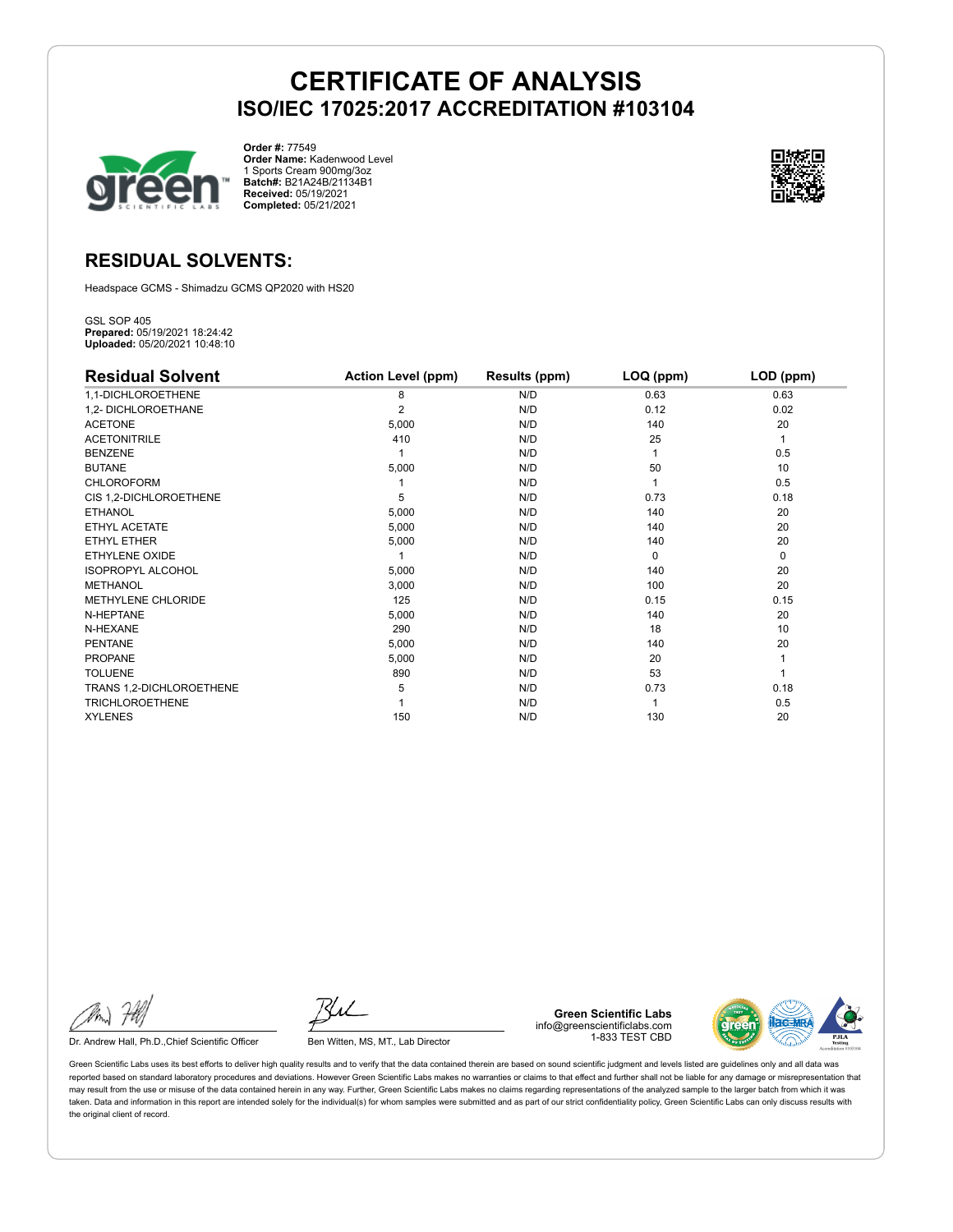# CERTIFICATE OF ANALYSIS

## ISO/IEC 17025:2017 ACCREDITATION #103104

**Order #:** 77549
**Order Name:** Kadenwood Level 1 Sports Cream 900mg/3oz
**Batch#:** B21A24B/21134B1
**Received:** 05/19/2021
**Completed:** 05/21/2021

## RESIDUAL SOLVENTS:

Headspace GCMS - Shimadzu GCMS QP2020 with HS20

GSL SOP 405
**Prepared:** 05/19/2021 18:24:42
**Uploaded:** 05/20/2021 10:48:10

| Residual Solvent | Action Level (ppm) | Results (ppm) | LOQ (ppm) | LOD (ppm) |
|---|---|---|---|---|
| 1,1-DICHLOROETHENE | 8 | N/D | 0.63 | 0.63 |
| 1,2- DICHLOROETHANE | 2 | N/D | 0.12 | 0.02 |
| ACETONE | 5,000 | N/D | 140 | 20 |
| ACETONITRILE | 410 | N/D | 25 | 1 |
| BENZENE | 1 | N/D | 1 | 0.5 |
| BUTANE | 5,000 | N/D | 50 | 10 |
| CHLOROFORM | 1 | N/D | 1 | 0.5 |
| CIS 1,2-DICHLOROETHENE | 5 | N/D | 0.73 | 0.18 |
| ETHANOL | 5,000 | N/D | 140 | 20 |
| ETHYL ACETATE | 5,000 | N/D | 140 | 20 |
| ETHYL ETHER | 5,000 | N/D | 140 | 20 |
| ETHYLENE OXIDE | 1 | N/D | 0 | 0 |
| ISOPROPYL ALCOHOL | 5,000 | N/D | 140 | 20 |
| METHANOL | 3,000 | N/D | 100 | 20 |
| METHYLENE CHLORIDE | 125 | N/D | 0.15 | 0.15 |
| N-HEPTANE | 5,000 | N/D | 140 | 20 |
| N-HEXANE | 290 | N/D | 18 | 10 |
| PENTANE | 5,000 | N/D | 140 | 20 |
| PROPANE | 5,000 | N/D | 20 | 1 |
| TOLUENE | 890 | N/D | 53 | 1 |
| TRANS 1,2-DICHLOROETHENE | 5 | N/D | 0.73 | 0.18 |
| TRICHLOROETHENE | 1 | N/D | 1 | 0.5 |
| XYLENES | 150 | N/D | 130 | 20 |

Dr. Andrew Hall, Ph.D.,Chief Scientific Officer

Ben Witten, MS, MT., Lab Director

**Green Scientific Labs**
info@greenscientificlabs.com
1-833 TEST CBD

Green Scientific Labs uses its best efforts to deliver high quality results and to verify that the data contained therein are based on sound scientific judgment and levels listed are guidelines only and all data was reported based on standard laboratory procedures and deviations. However Green Scientific Labs makes no warranties or claims to that effect and further shall not be liable for any damage or misrepresentation that may result from the use or misuse of the data contained herein in any way. Further, Green Scientific Labs makes no claims regarding representations of the analyzed sample to the larger batch from which it was taken. Data and information in this report are intended solely for the individual(s) for whom samples were submitted and as part of our strict confidentiality policy, Green Scientific Labs can only discuss results with the original client of record.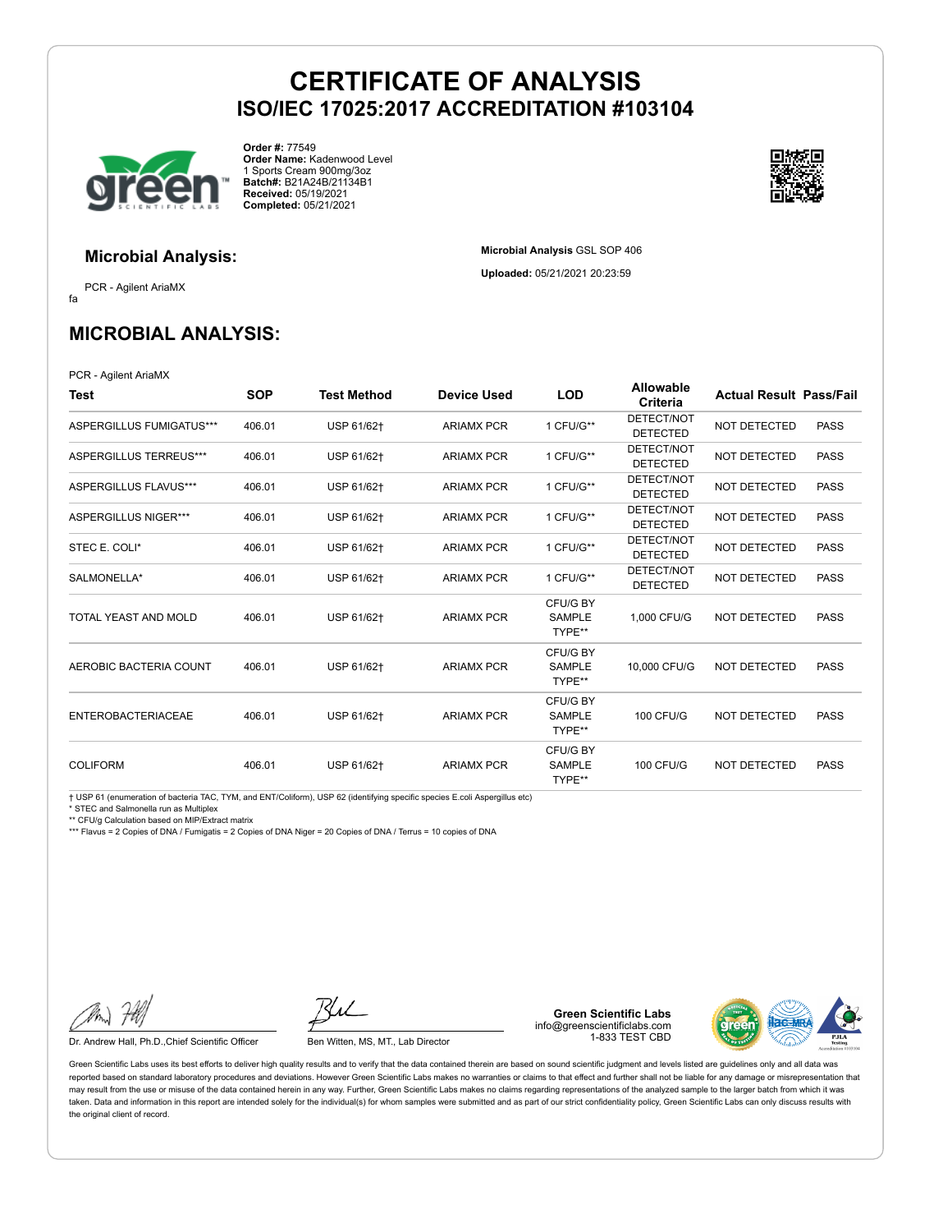# CERTIFICATE OF ANALYSIS
## ISO/IEC 17025:2017 ACCREDITATION #103104

**Order #:** 77549
**Order Name:** Kadenwood Level 1 Sports Cream 900mg/3oz
**Batch#:** B21A24B/21134B1
**Received:** 05/19/2021
**Completed:** 05/21/2021

### Microbial Analysis:

PCR - Agilent AriaMX
fa

**Microbial Analysis** GSL SOP 406
**Uploaded:** 05/21/2021 20:23:59

## MICROBIAL ANALYSIS:

PCR - Agilent AriaMX

| Test | SOP | Test Method | Device Used | LOD | Allowable Criteria | Actual Result | Pass/Fail |
|---|---|---|---|---|---|---|---|
| ASPERGILLUS FUMIGATUS*** | 406.01 | USP 61/62† | ARIAMX PCR | 1 CFU/G** | DETECT/NOT DETECTED | NOT DETECTED | PASS |
| ASPERGILLUS TERREUS*** | 406.01 | USP 61/62† | ARIAMX PCR | 1 CFU/G** | DETECT/NOT DETECTED | NOT DETECTED | PASS |
| ASPERGILLUS FLAVUS*** | 406.01 | USP 61/62† | ARIAMX PCR | 1 CFU/G** | DETECT/NOT DETECTED | NOT DETECTED | PASS |
| ASPERGILLUS NIGER*** | 406.01 | USP 61/62† | ARIAMX PCR | 1 CFU/G** | DETECT/NOT DETECTED | NOT DETECTED | PASS |
| STEC E. COLI* | 406.01 | USP 61/62† | ARIAMX PCR | 1 CFU/G** | DETECT/NOT DETECTED | NOT DETECTED | PASS |
| SALMONELLA* | 406.01 | USP 61/62† | ARIAMX PCR | 1 CFU/G** | DETECT/NOT DETECTED | NOT DETECTED | PASS |
| TOTAL YEAST AND MOLD | 406.01 | USP 61/62† | ARIAMX PCR | CFU/G BY SAMPLE TYPE** | 1,000 CFU/G | NOT DETECTED | PASS |
| AEROBIC BACTERIA COUNT | 406.01 | USP 61/62† | ARIAMX PCR | CFU/G BY SAMPLE TYPE** | 10,000 CFU/G | NOT DETECTED | PASS |
| ENTEROBACTERIACEAE | 406.01 | USP 61/62† | ARIAMX PCR | CFU/G BY SAMPLE TYPE** | 100 CFU/G | NOT DETECTED | PASS |
| COLIFORM | 406.01 | USP 61/62† | ARIAMX PCR | CFU/G BY SAMPLE TYPE** | 100 CFU/G | NOT DETECTED | PASS |

† USP 61 (enumeration of bacteria TAC, TYM, and ENT/Coliform), USP 62 (identifying specific species E.coli Aspergillus etc)
* STEC and Salmonella run as Multiplex
** CFU/g Calculation based on MIP/Extract matrix
*** Flavus = 2 Copies of DNA / Fumigatis = 2 Copies of DNA Niger = 20 Copies of DNA / Terrus = 10 copies of DNA

Dr. Andrew Hall, Ph.D.,Chief Scientific Officer

Ben Witten, MS, MT., Lab Director

**Green Scientific Labs**
info@greenscientificlabs.com
1-833 TEST CBD

Green Scientific Labs uses its best efforts to deliver high quality results and to verify that the data contained therein are based on sound scientific judgment and levels listed are guidelines only and all data was reported based on standard laboratory procedures and deviations. However Green Scientific Labs makes no warranties or claims to that effect and further shall not be liable for any damage or misrepresentation that may result from the use or misuse of the data contained herein in any way. Further, Green Scientific Labs makes no claims regarding representations of the analyzed sample to the larger batch from which it was taken. Data and information in this report are intended solely for the individual(s) for whom samples were submitted and as part of our strict confidentiality policy, Green Scientific Labs can only discuss results with the original client of record.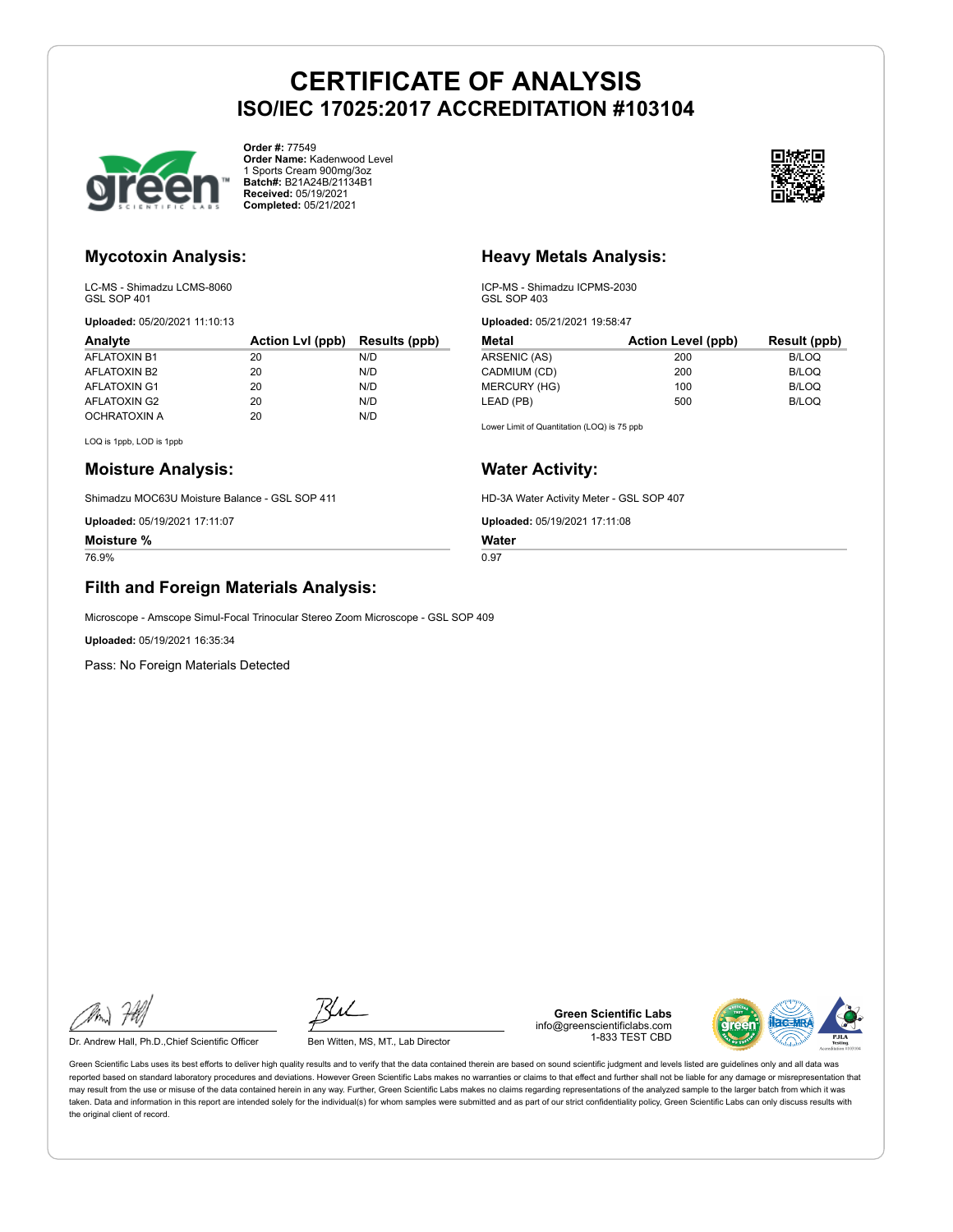# CERTIFICATE OF ANALYSIS
## ISO/IEC 17025:2017 ACCREDITATION #103104

**Order #:** 77549
**Order Name:** Kadenwood Level 1 Sports Cream 900mg/3oz
**Batch#:** B21A24B/21134B1
**Received:** 05/19/2021
**Completed:** 05/21/2021

## Mycotoxin Analysis:

LC-MS - Shimadzu LCMS-8060
GSL SOP 401

**Uploaded:** 05/20/2021 11:10:13

| Analyte | Action Lvl (ppb) | Results (ppb) |
|---|---|---|
| AFLATOXIN B1 | 20 | N/D |
| AFLATOXIN B2 | 20 | N/D |
| AFLATOXIN G1 | 20 | N/D |
| AFLATOXIN G2 | 20 | N/D |
| OCHRATOXIN A | 20 | N/D |

LOQ is 1ppb, LOD is 1ppb

## Heavy Metals Analysis:

ICP-MS - Shimadzu ICPMS-2030
GSL SOP 403

**Uploaded:** 05/21/2021 19:58:47

| Metal | Action Level (ppb) | Result (ppb) |
|---|---|---|
| ARSENIC (AS) | 200 | B/LOQ |
| CADMIUM (CD) | 200 | B/LOQ |
| MERCURY (HG) | 100 | B/LOQ |
| LEAD (PB) | 500 | B/LOQ |

Lower Limit of Quantitation (LOQ) is 75 ppb

## Moisture Analysis:

Shimadzu MOC63U Moisture Balance - GSL SOP 411

**Uploaded:** 05/19/2021 17:11:07

| Moisture % |
|---|
| 76.9% |

## Water Activity:

HD-3A Water Activity Meter - GSL SOP 407

**Uploaded:** 05/19/2021 17:11:08

| Water |
|---|
| 0.97 |

## Filth and Foreign Materials Analysis:

Microscope - Amscope Simul-Focal Trinocular Stereo Zoom Microscope - GSL SOP 409

**Uploaded:** 05/19/2021 16:35:34

Pass: No Foreign Materials Detected

Dr. Andrew Hall, Ph.D.,Chief Scientific Officer

Ben Witten, MS, MT., Lab Director

**Green Scientific Labs**
info@greenscientificlabs.com
1-833 TEST CBD

Green Scientific Labs uses its best efforts to deliver high quality results and to verify that the data contained therein are based on sound scientific judgment and levels listed are guidelines only and all data was reported based on standard laboratory procedures and deviations. However Green Scientific Labs makes no warranties or claims to that effect and further shall not be liable for any damage or misrepresentation that may result from the use or misuse of the data contained herein in any way. Further, Green Scientific Labs makes no claims regarding representations of the analyzed sample to the larger batch from which it was taken. Data and information in this report are intended solely for the individual(s) for whom samples were submitted and as part of our strict confidentiality policy, Green Scientific Labs can only discuss results with the original client of record.